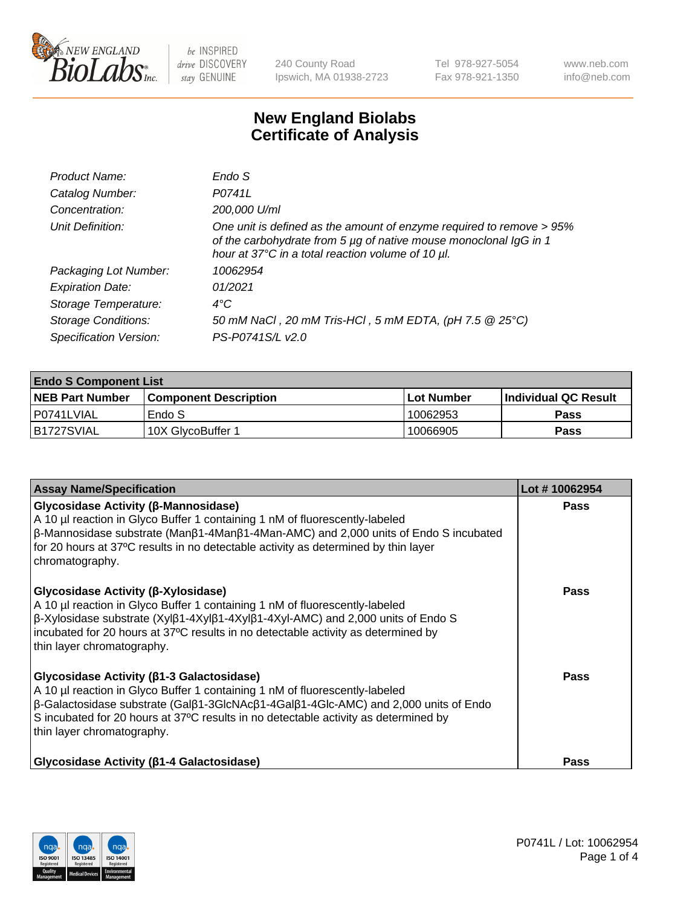# New England Biolabs Certificate of Analysis

| | |
|---|---|
| *Product Name:* | *Endo S* |
| *Catalog Number:* | *P0741L* |
| *Concentration:* | *200,000 U/ml* |
| *Unit Definition:* | *One unit is defined as the amount of enzyme required to remove > 95% of the carbohydrate from 5 µg of native mouse monoclonal IgG in 1 hour at 37°C in a total reaction volume of 10 µl.* |
| *Packaging Lot Number:* | *10062954* |
| *Expiration Date:* | *01/2021* |
| *Storage Temperature:* | *4°C* |
| *Storage Conditions:* | *50 mM NaCl , 20 mM Tris-HCl , 5 mM EDTA, (pH 7.5 @ 25°C)* |
| *Specification Version:* | *PS-P0741S/L v2.0* |

| **Endo S Component List** | | | |
|---|---|---|---|
| **NEB Part Number** | **Component Description** | **Lot Number** | **Individual QC Result** |
| P0741LVIAL | Endo S | 10062953 | **Pass** |
| B1727SVIAL | 10X GlycoBuffer 1 | 10066905 | **Pass** |

| **Assay Name/Specification** | **Lot # 10062954** |
|---|---|
| **Glycosidase Activity (β-Mannosidase)**<br>A 10 µl reaction in Glyco Buffer 1 containing 1 nM of fluorescently-labeled β-Mannosidase substrate (Manβ1-4Manβ1-4Man-AMC) and 2,000 units of Endo S incubated for 20 hours at 37ºC results in no detectable activity as determined by thin layer chromatography. | **Pass** |
| **Glycosidase Activity (β-Xylosidase)**<br>A 10 µl reaction in Glyco Buffer 1 containing 1 nM of fluorescently-labeled β-Xylosidase substrate (Xylβ1-4Xylβ1-4Xylβ1-4Xyl-AMC) and 2,000 units of Endo S incubated for 20 hours at 37ºC results in no detectable activity as determined by thin layer chromatography. | **Pass** |
| **Glycosidase Activity (β1-3 Galactosidase)**<br>A 10 µl reaction in Glyco Buffer 1 containing 1 nM of fluorescently-labeled β-Galactosidase substrate (Galβ1-3GlcNAcβ1-4Galβ1-4Glc-AMC) and 2,000 units of Endo S incubated for 20 hours at 37ºC results in no detectable activity as determined by thin layer chromatography. | **Pass** |
| **Glycosidase Activity (β1-4 Galactosidase)** | **Pass** |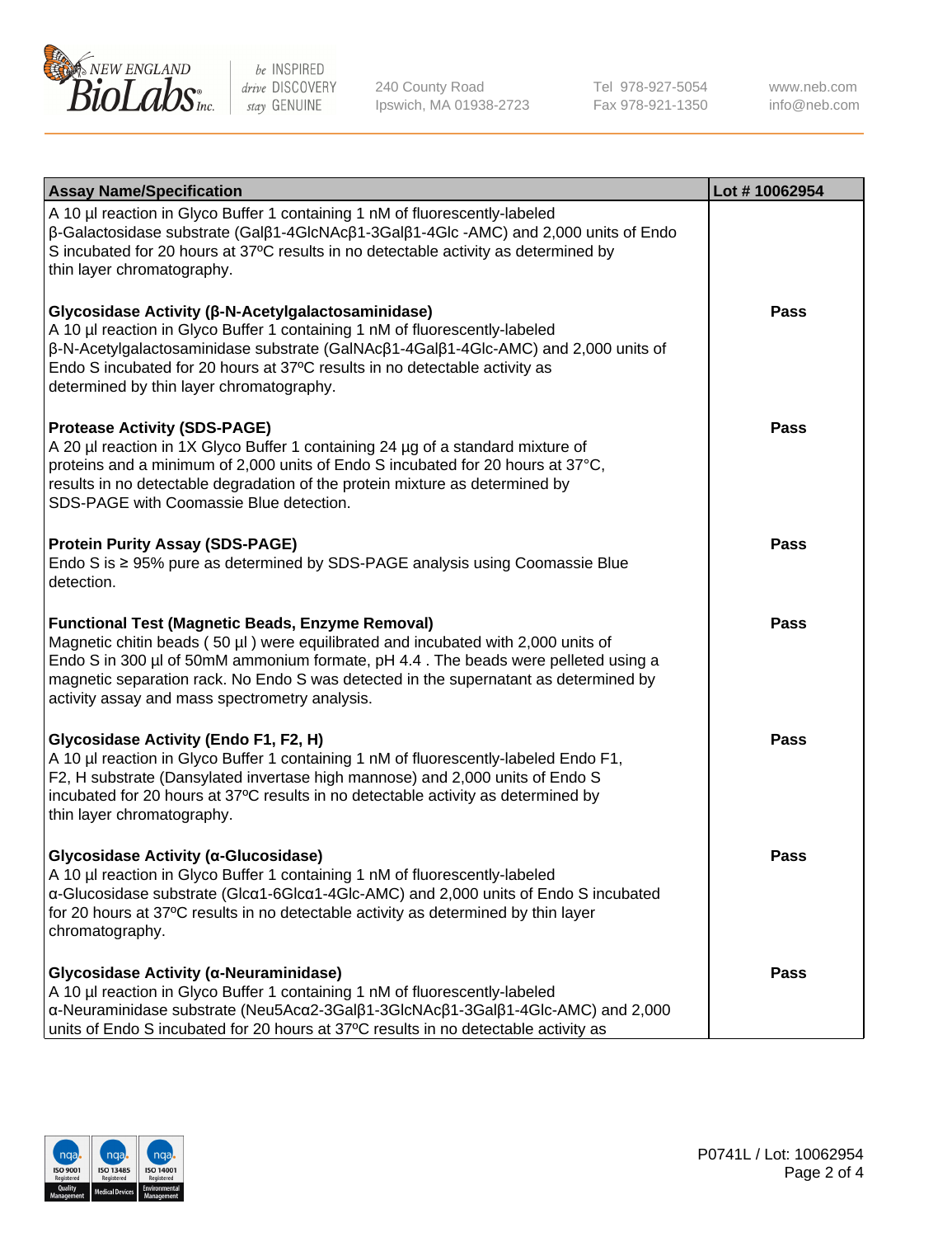| Assay Name/Specification | Lot # 10062954 |
| --- | --- |
| A 10 µl reaction in Glyco Buffer 1 containing 1 nM of fluorescently-labeled β-Galactosidase substrate (Galβ1-4GlcNAcβ1-3Galβ1-4Glc -AMC) and 2,000 units of Endo S incubated for 20 hours at 37ºC results in no detectable activity as determined by thin layer chromatography. | |
| **Glycosidase Activity (β-N-Acetylgalactosaminidase)**<br>A 10 µl reaction in Glyco Buffer 1 containing 1 nM of fluorescently-labeled β-N-Acetylgalactosaminidase substrate (GalNAcβ1-4Galβ1-4Glc-AMC) and 2,000 units of Endo S incubated for 20 hours at 37ºC results in no detectable activity as determined by thin layer chromatography. | Pass |
| **Protease Activity (SDS-PAGE)**<br>A 20 µl reaction in 1X Glyco Buffer 1 containing 24 µg of a standard mixture of proteins and a minimum of 2,000 units of Endo S incubated for 20 hours at 37°C, results in no detectable degradation of the protein mixture as determined by SDS-PAGE with Coomassie Blue detection. | Pass |
| **Protein Purity Assay (SDS-PAGE)**<br>Endo S is ≥ 95% pure as determined by SDS-PAGE analysis using Coomassie Blue detection. | Pass |
| **Functional Test (Magnetic Beads, Enzyme Removal)**<br>Magnetic chitin beads ( 50 µl ) were equilibrated and incubated with 2,000 units of Endo S in 300 µl of 50mM ammonium formate, pH 4.4 . The beads were pelleted using a magnetic separation rack. No Endo S was detected in the supernatant as determined by activity assay and mass spectrometry analysis. | Pass |
| **Glycosidase Activity (Endo F1, F2, H)**<br>A 10 µl reaction in Glyco Buffer 1 containing 1 nM of fluorescently-labeled Endo F1, F2, H substrate (Dansylated invertase high mannose) and 2,000 units of Endo S incubated for 20 hours at 37ºC results in no detectable activity as determined by thin layer chromatography. | Pass |
| **Glycosidase Activity (α-Glucosidase)**<br>A 10 µl reaction in Glyco Buffer 1 containing 1 nM of fluorescently-labeled α-Glucosidase substrate (Glcα1-6Glcα1-4Glc-AMC) and 2,000 units of Endo S incubated for 20 hours at 37ºC results in no detectable activity as determined by thin layer chromatography. | Pass |
| **Glycosidase Activity (α-Neuraminidase)**<br>A 10 µl reaction in Glyco Buffer 1 containing 1 nM of fluorescently-labeled α-Neuraminidase substrate (Neu5Acα2-3Galβ1-3GlcNAcβ1-3Galβ1-4Glc-AMC) and 2,000 units of Endo S incubated for 20 hours at 37ºC results in no detectable activity as | Pass |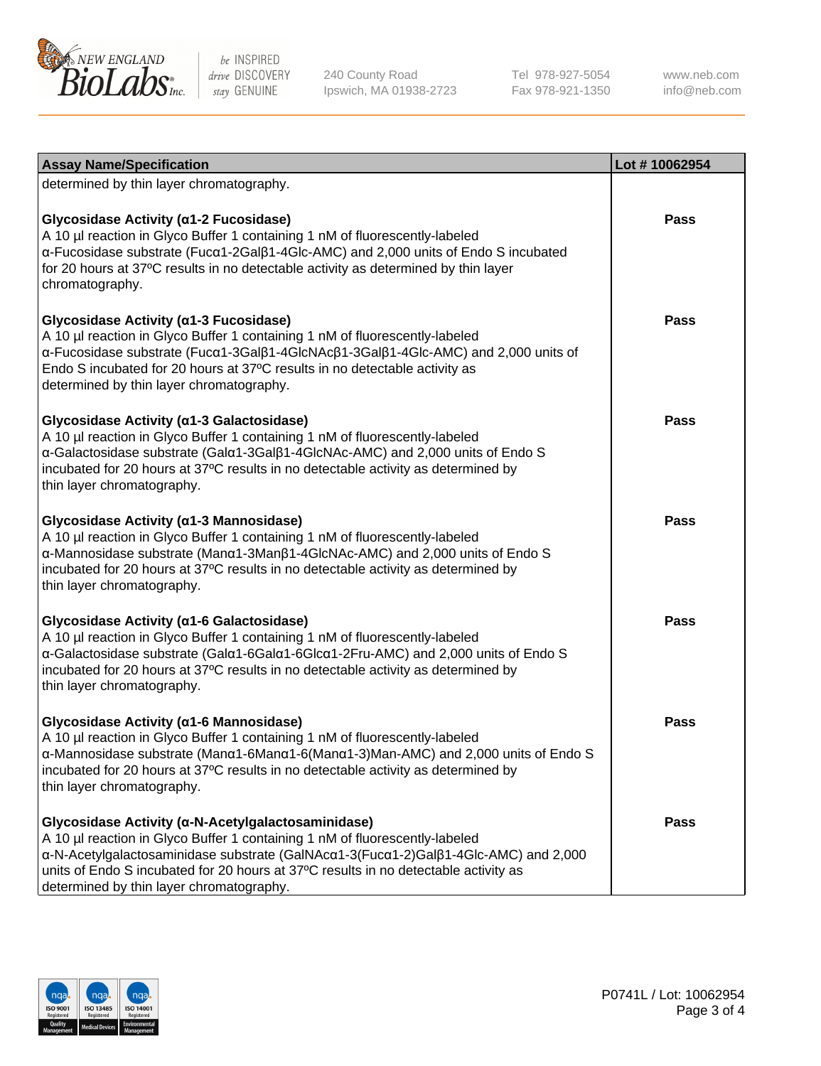| Assay Name/Specification | Lot # 10062954 |
|---|---|
| determined by thin layer chromatography. | |
| **Glycosidase Activity (α1-2 Fucosidase)**<br>A 10 µl reaction in Glyco Buffer 1 containing 1 nM of fluorescently-labeled α-Fucosidase substrate (Fucα1-2Galβ1-4Glc-AMC) and 2,000 units of Endo S incubated for 20 hours at 37ºC results in no detectable activity as determined by thin layer chromatography. | Pass |
| **Glycosidase Activity (α1-3 Fucosidase)**<br>A 10 µl reaction in Glyco Buffer 1 containing 1 nM of fluorescently-labeled α-Fucosidase substrate (Fucα1-3Galβ1-4GlcNAcβ1-3Galβ1-4Glc-AMC) and 2,000 units of Endo S incubated for 20 hours at 37ºC results in no detectable activity as determined by thin layer chromatography. | Pass |
| **Glycosidase Activity (α1-3 Galactosidase)**<br>A 10 µl reaction in Glyco Buffer 1 containing 1 nM of fluorescently-labeled α-Galactosidase substrate (Galα1-3Galβ1-4GlcNAc-AMC) and 2,000 units of Endo S incubated for 20 hours at 37ºC results in no detectable activity as determined by thin layer chromatography. | Pass |
| **Glycosidase Activity (α1-3 Mannosidase)**<br>A 10 µl reaction in Glyco Buffer 1 containing 1 nM of fluorescently-labeled α-Mannosidase substrate (Manα1-3Manβ1-4GlcNAc-AMC) and 2,000 units of Endo S incubated for 20 hours at 37ºC results in no detectable activity as determined by thin layer chromatography. | Pass |
| **Glycosidase Activity (α1-6 Galactosidase)**<br>A 10 µl reaction in Glyco Buffer 1 containing 1 nM of fluorescently-labeled α-Galactosidase substrate (Galα1-6Galα1-6Glcα1-2Fru-AMC) and 2,000 units of Endo S incubated for 20 hours at 37ºC results in no detectable activity as determined by thin layer chromatography. | Pass |
| **Glycosidase Activity (α1-6 Mannosidase)**<br>A 10 µl reaction in Glyco Buffer 1 containing 1 nM of fluorescently-labeled α-Mannosidase substrate (Manα1-6Manα1-6(Manα1-3)Man-AMC) and 2,000 units of Endo S incubated for 20 hours at 37ºC results in no detectable activity as determined by thin layer chromatography. | Pass |
| **Glycosidase Activity (α-N-Acetylgalactosaminidase)**<br>A 10 µl reaction in Glyco Buffer 1 containing 1 nM of fluorescently-labeled α-N-Acetylgalactosaminidase substrate (GalNAcα1-3(Fucα1-2)Galβ1-4Glc-AMC) and 2,000 units of Endo S incubated for 20 hours at 37ºC results in no detectable activity as determined by thin layer chromatography. | Pass |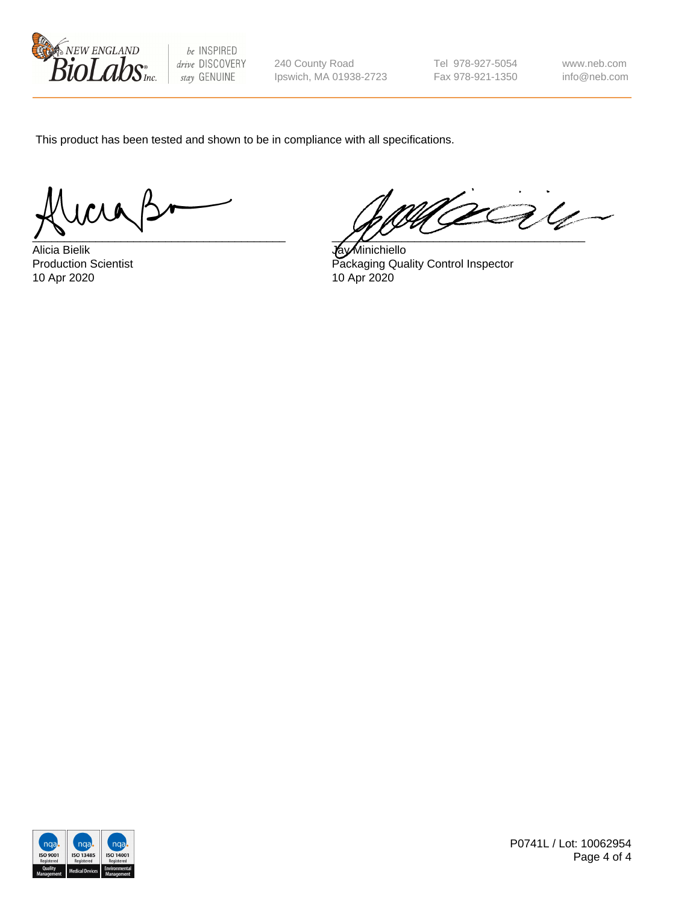This product has been tested and shown to be in compliance with all specifications.

Alicia Bielik
Production Scientist
10 Apr 2020

Jay Minichiello
Packaging Quality Control Inspector
10 Apr 2020

P0741L / Lot: 10062954